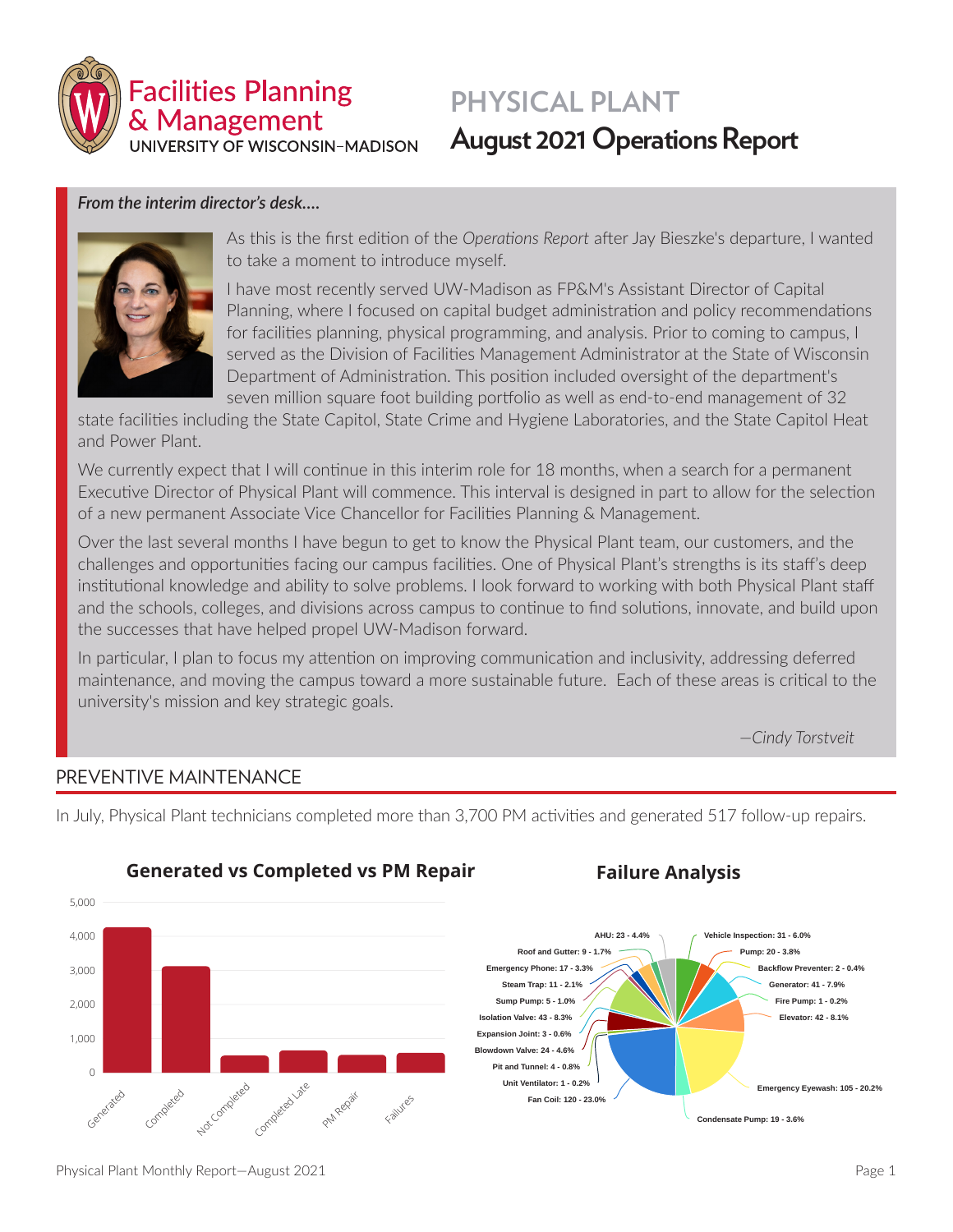# PHYSICAL PLANT

## August 2021 Operations Report

Facilities Planning & Management
UNIVERSITY OF WISCONSIN–MADISON

*From the interim director's desk....*

As this is the first edition of the *Operations Report* after Jay Bieszke's departure, I wanted to take a moment to introduce myself.

I have most recently served UW-Madison as FP&M's Assistant Director of Capital Planning, where I focused on capital budget administration and policy recommendations for facilities planning, physical programming, and analysis. Prior to coming to campus, I served as the Division of Facilities Management Administrator at the State of Wisconsin Department of Administration. This position included oversight of the department's seven million square foot building portfolio as well as end-to-end management of 32 state facilities including the State Capitol, State Crime and Hygiene Laboratories, and the State Capitol Heat and Power Plant.

We currently expect that I will continue in this interim role for 18 months, when a search for a permanent Executive Director of Physical Plant will commence. This interval is designed in part to allow for the selection of a new permanent Associate Vice Chancellor for Facilities Planning & Management.

Over the last several months I have begun to get to know the Physical Plant team, our customers, and the challenges and opportunities facing our campus facilities. One of Physical Plant's strengths is its staff's deep institutional knowledge and ability to solve problems. I look forward to working with both Physical Plant staff and the schools, colleges, and divisions across campus to continue to find solutions, innovate, and build upon the successes that have helped propel UW-Madison forward.

In particular, I plan to focus my attention on improving communication and inclusivity, addressing deferred maintenance, and moving the campus toward a more sustainable future. Each of these areas is critical to the university's mission and key strategic goals.

*—Cindy Torstveit*

## PREVENTIVE MAINTENANCE

In July, Physical Plant technicians completed more than 3,700 PM activities and generated 517 follow-up repairs.

### Generated vs Completed vs PM Repair

Categories: Generated, Completed, Not Completed, Completed Late, PM Repair, Failures (axis 0–5,000)

### Failure Analysis

- AHU: 23 - 4.4%
- Vehicle Inspection: 31 - 6.0%
- Roof and Gutter: 9 - 1.7%
- Pump: 20 - 3.8%
- Backflow Preventer: 2 - 0.4%
- Emergency Phone: 17 - 3.3%
- Generator: 41 - 7.9%
- Steam Trap: 11 - 2.1%
- Fire Pump: 1 - 0.2%
- Sump Pump: 5 - 1.0%
- Elevator: 42 - 8.1%
- Isolation Valve: 43 - 8.3%
- Expansion Joint: 3 - 0.6%
- Blowdown Valve: 24 - 4.6%
- Pit and Tunnel: 4 - 0.8%
- Unit Ventilator: 1 - 0.2%
- Emergency Eyewash: 105 - 20.2%
- Fan Coil: 120 - 23.0%
- Condensate Pump: 19 - 3.6%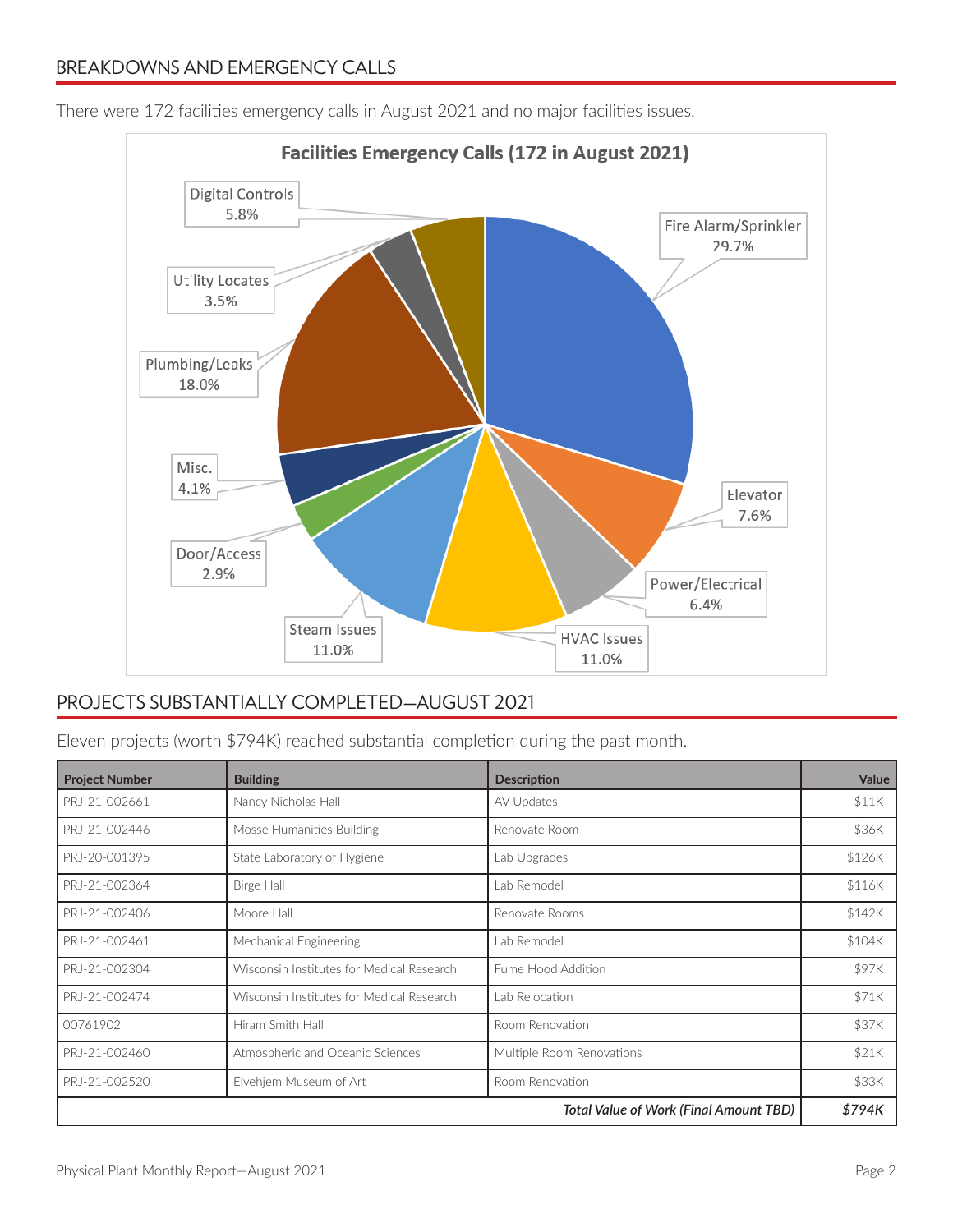## BREAKDOWNS AND EMERGENCY CALLS

There were 172 facilities emergency calls in August 2021 and no major facilities issues.

**Facilities Emergency Calls (172 in August 2021)**

| Category | Percent |
|---|---|
| Fire Alarm/Sprinkler | 29.7% |
| Elevator | 7.6% |
| Power/Electrical | 6.4% |
| HVAC Issues | 11.0% |
| Steam Issues | 11.0% |
| Door/Access | 2.9% |
| Misc. | 4.1% |
| Plumbing/Leaks | 18.0% |
| Utility Locates | 3.5% |
| Digital Controls | 5.8% |

## PROJECTS SUBSTANTIALLY COMPLETED—AUGUST 2021

Eleven projects (worth $794K) reached substantial completion during the past month.

| Project Number | Building | Description | Value |
|---|---|---|---|
| PRJ-21-002661 | Nancy Nicholas Hall | AV Updates | $11K |
| PRJ-21-002446 | Mosse Humanities Building | Renovate Room | $36K |
| PRJ-20-001395 | State Laboratory of Hygiene | Lab Upgrades | $126K |
| PRJ-21-002364 | Birge Hall | Lab Remodel | $116K |
| PRJ-21-002406 | Moore Hall | Renovate Rooms | $142K |
| PRJ-21-002461 | Mechanical Engineering | Lab Remodel | $104K |
| PRJ-21-002304 | Wisconsin Institutes for Medical Research | Fume Hood Addition | $97K |
| PRJ-21-002474 | Wisconsin Institutes for Medical Research | Lab Relocation | $71K |
| 00761902 | Hiram Smith Hall | Room Renovation | $37K |
| PRJ-21-002460 | Atmospheric and Oceanic Sciences | Multiple Room Renovations | $21K |
| PRJ-21-002520 | Elvehjem Museum of Art | Room Renovation | $33K |
| | | ***Total Value of Work (Final Amount TBD)*** | ***$794K*** |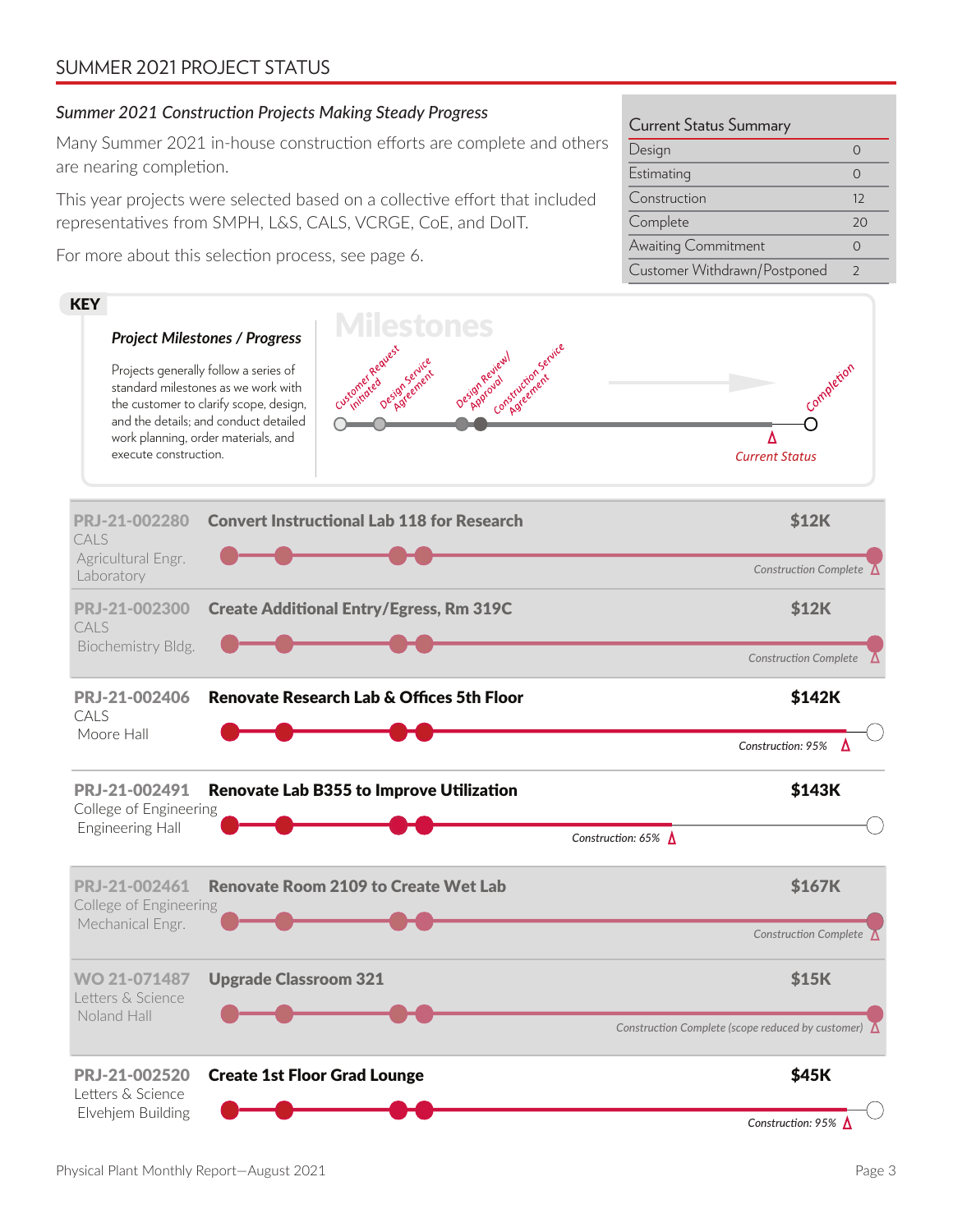## SUMMER 2021 PROJECT STATUS

*Summer 2021 Construction Projects Making Steady Progress*

Many Summer 2021 in-house construction efforts are complete and others are nearing completion.

This year projects were selected based on a collective effort that included representatives from SMPH, L&S, CALS, VCRGE, CoE, and DoIT.

For more about this selection process, see page 6.

| Current Status Summary | |
|---|---|
| Design | 0 |
| Estimating | 0 |
| Construction | 12 |
| Complete | 20 |
| Awaiting Commitment | 0 |
| Customer Withdrawn/Postponed | 2 |

**KEY**

***Project Milestones / Progress***

Projects generally follow a series of standard milestones as we work with the customer to clarify scope, design, and the details; and conduct detailed work planning, order materials, and execute construction.

**Milestones**: Customer Request Initiated → Design Service Agreement → Design Review/Approval → Construction Service Agreement → Completion

*Current Status*

| Project | Title | Location | Cost | Status |
|---|---|---|---|---|
| PRJ-21-002280 | Convert Instructional Lab 118 for Research | CALS, Agricultural Engr. Laboratory | $12K | Construction Complete |
| PRJ-21-002300 | Create Additional Entry/Egress, Rm 319C | CALS, Biochemistry Bldg. | $12K | Construction Complete |
| PRJ-21-002406 | Renovate Research Lab & Offices 5th Floor | CALS, Moore Hall | $142K | Construction: 95% |
| PRJ-21-002491 | Renovate Lab B355 to Improve Utilization | College of Engineering, Engineering Hall | $143K | Construction: 65% |
| PRJ-21-002461 | Renovate Room 2109 to Create Wet Lab | College of Engineering, Mechanical Engr. | $167K | Construction Complete |
| WO 21-071487 | Upgrade Classroom 321 | Letters & Science, Noland Hall | $15K | Construction Complete (scope reduced by customer) |
| PRJ-21-002520 | Create 1st Floor Grad Lounge | Letters & Science, Elvehjem Building | $45K | Construction: 95% |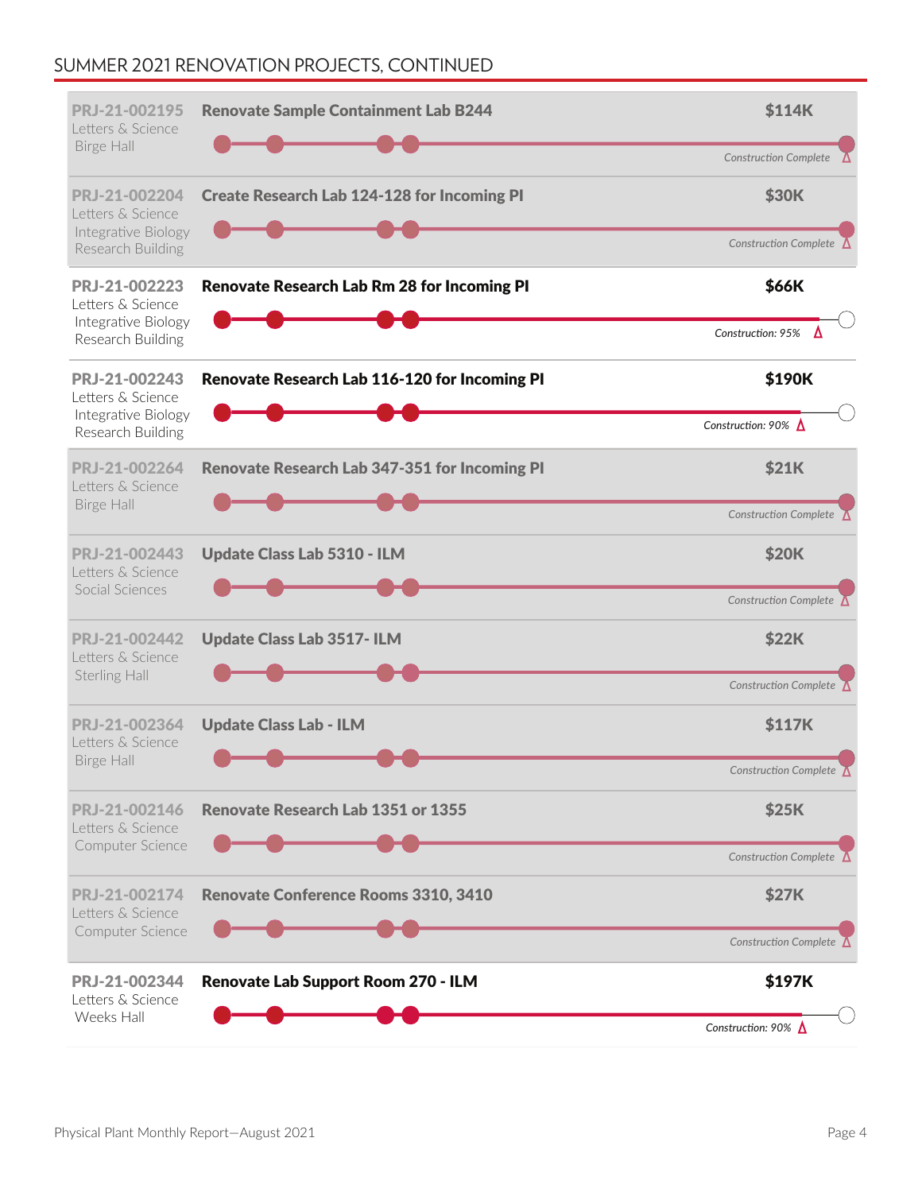## SUMMER 2021 RENOVATION PROJECTS, CONTINUED

| Project | Department / Location | Title | Cost | Status |
|---|---|---|---|---|
| PRJ-21-002195 | Letters & Science, Birge Hall | Renovate Sample Containment Lab B244 | $114K | Construction Complete |
| PRJ-21-002204 | Letters & Science, Integrative Biology Research Building | Create Research Lab 124-128 for Incoming PI | $30K | Construction Complete |
| PRJ-21-002223 | Letters & Science, Integrative Biology Research Building | Renovate Research Lab Rm 28 for Incoming PI | $66K | Construction: 95% |
| PRJ-21-002243 | Letters & Science, Integrative Biology Research Building | Renovate Research Lab 116-120 for Incoming PI | $190K | Construction: 90% |
| PRJ-21-002264 | Letters & Science, Birge Hall | Renovate Research Lab 347-351 for Incoming PI | $21K | Construction Complete |
| PRJ-21-002443 | Letters & Science, Social Sciences | Update Class Lab 5310 - ILM | $20K | Construction Complete |
| PRJ-21-002442 | Letters & Science, Sterling Hall | Update Class Lab 3517- ILM | $22K | Construction Complete |
| PRJ-21-002364 | Letters & Science, Birge Hall | Update Class Lab - ILM | $117K | Construction Complete |
| PRJ-21-002146 | Letters & Science, Computer Science | Renovate Research Lab 1351 or 1355 | $25K | Construction Complete |
| PRJ-21-002174 | Letters & Science, Computer Science | Renovate Conference Rooms 3310, 3410 | $27K | Construction Complete |
| PRJ-21-002344 | Letters & Science, Weeks Hall | Renovate Lab Support Room 270 - ILM | $197K | Construction: 90% |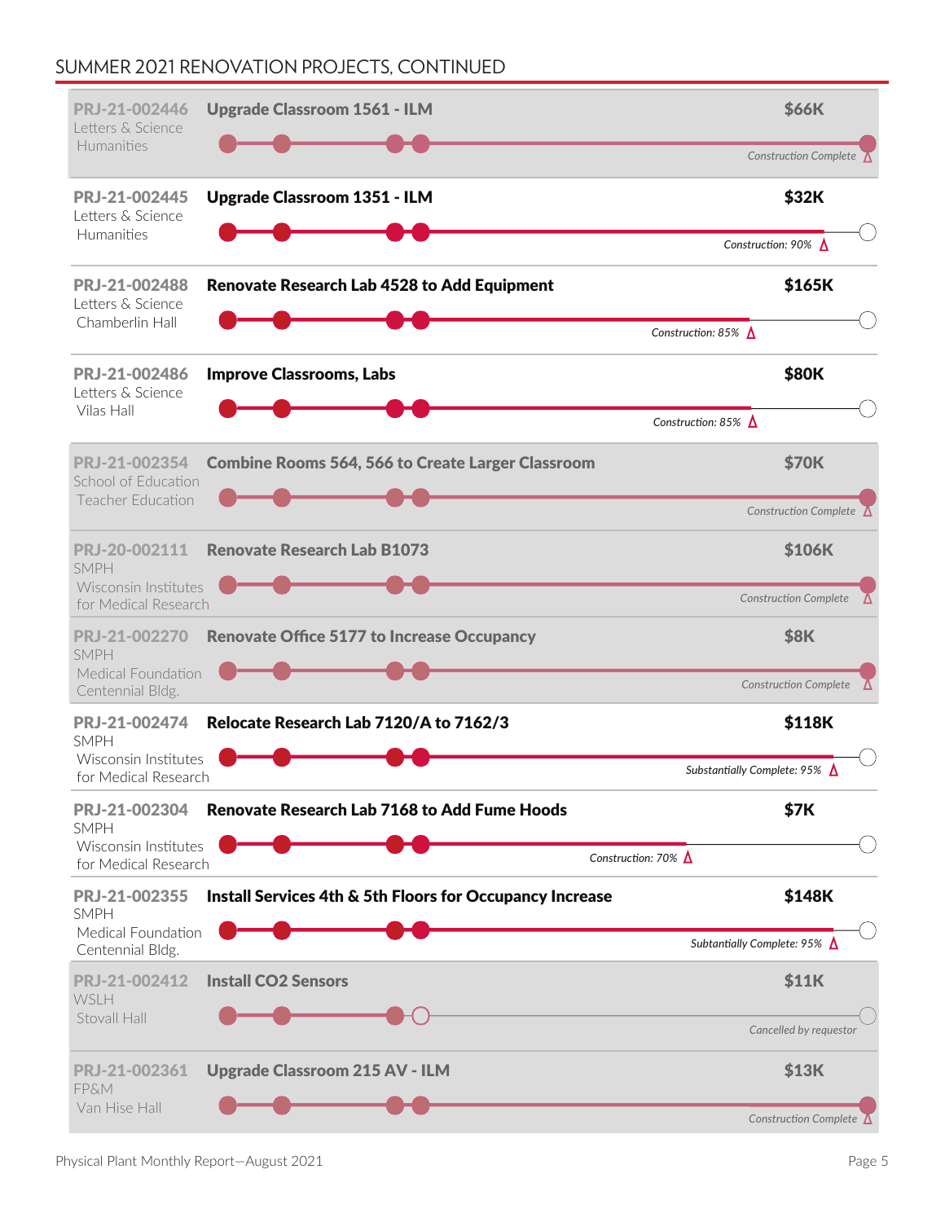## SUMMER 2021 RENOVATION PROJECTS, CONTINUED

| Project | Department / Location | Description | Cost | Status |
|---|---|---|---|---|
| PRJ-21-002446 | Letters & Science, Humanities | Upgrade Classroom 1561 - ILM | $66K | Construction Complete |
| PRJ-21-002445 | Letters & Science, Humanities | Upgrade Classroom 1351 - ILM | $32K | Construction: 90% |
| PRJ-21-002488 | Letters & Science, Chamberlin Hall | Renovate Research Lab 4528 to Add Equipment | $165K | Construction: 85% |
| PRJ-21-002486 | Letters & Science, Vilas Hall | Improve Classrooms, Labs | $80K | Construction: 85% |
| PRJ-21-002354 | School of Education, Teacher Education | Combine Rooms 564, 566 to Create Larger Classroom | $70K | Construction Complete |
| PRJ-20-002111 | SMPH, Wisconsin Institutes for Medical Research | Renovate Research Lab B1073 | $106K | Construction Complete |
| PRJ-21-002270 | SMPH, Medical Foundation Centennial Bldg. | Renovate Office 5177 to Increase Occupancy | $8K | Construction Complete |
| PRJ-21-002474 | SMPH, Wisconsin Institutes for Medical Research | Relocate Research Lab 7120/A to 7162/3 | $118K | Substantially Complete: 95% |
| PRJ-21-002304 | SMPH, Wisconsin Institutes for Medical Research | Renovate Research Lab 7168 to Add Fume Hoods | $7K | Construction: 70% |
| PRJ-21-002355 | SMPH, Medical Foundation Centennial Bldg. | Install Services 4th & 5th Floors for Occupancy Increase | $148K | Subtantially Complete: 95% |
| PRJ-21-002412 | WSLH, Stovall Hall | Install CO2 Sensors | $11K | Cancelled by requestor |
| PRJ-21-002361 | FP&M, Van Hise Hall | Upgrade Classroom 215 AV - ILM | $13K | Construction Complete |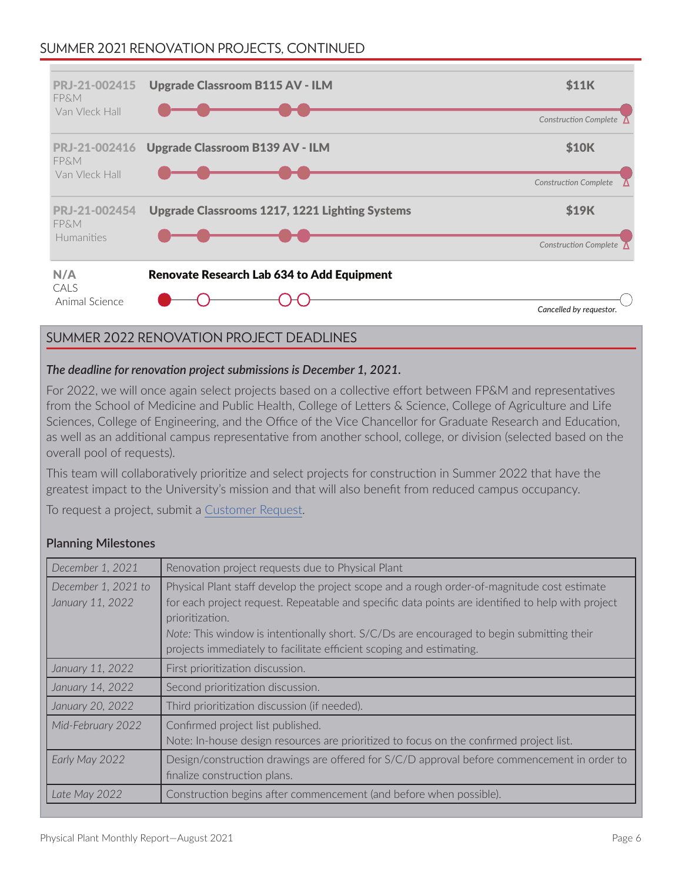## SUMMER 2021 RENOVATION PROJECTS, CONTINUED

**PRJ-21-002415** FP&M Van Vleck Hall — **Upgrade Classroom B115 AV - ILM** — **$11K**

*Construction Complete*

**PRJ-21-002416** FP&M Van Vleck Hall — **Upgrade Classroom B139 AV - ILM** — **$10K**

*Construction Complete*

**PRJ-21-002454** FP&M Humanities — **Upgrade Classrooms 1217, 1221 Lighting Systems** — **$19K**

*Construction Complete*

**N/A** CALS Animal Science — **Renovate Research Lab 634 to Add Equipment**

*Cancelled by requestor.*

## SUMMER 2022 RENOVATION PROJECT DEADLINES

***The deadline for renovation project submissions is December 1, 2021.***

For 2022, we will once again select projects based on a collective effort between FP&M and representatives from the School of Medicine and Public Health, College of Letters & Science, College of Agriculture and Life Sciences, College of Engineering, and the Office of the Vice Chancellor for Graduate Research and Education, as well as an additional campus representative from another school, college, or division (selected based on the overall pool of requests).

This team will collaboratively prioritize and select projects for construction in Summer 2022 that have the greatest impact to the University's mission and that will also benefit from reduced campus occupancy.

To request a project, submit a Customer Request.

### Planning Milestones

| | |
|---|---|
| *December 1, 2021* | Renovation project requests due to Physical Plant |
| *December 1, 2021 to January 11, 2022* | Physical Plant staff develop the project scope and a rough order-of-magnitude cost estimate for each project request. Repeatable and specific data points are identified to help with project prioritization.<br>*Note:* This window is intentionally short. S/C/Ds are encouraged to begin submitting their projects immediately to facilitate efficient scoping and estimating. |
| *January 11, 2022* | First prioritization discussion. |
| *January 14, 2022* | Second prioritization discussion. |
| *January 20, 2022* | Third prioritization discussion (if needed). |
| *Mid-February 2022* | Confirmed project list published.<br>Note: In-house design resources are prioritized to focus on the confirmed project list. |
| *Early May 2022* | Design/construction drawings are offered for S/C/D approval before commencement in order to finalize construction plans. |
| *Late May 2022* | Construction begins after commencement (and before when possible). |